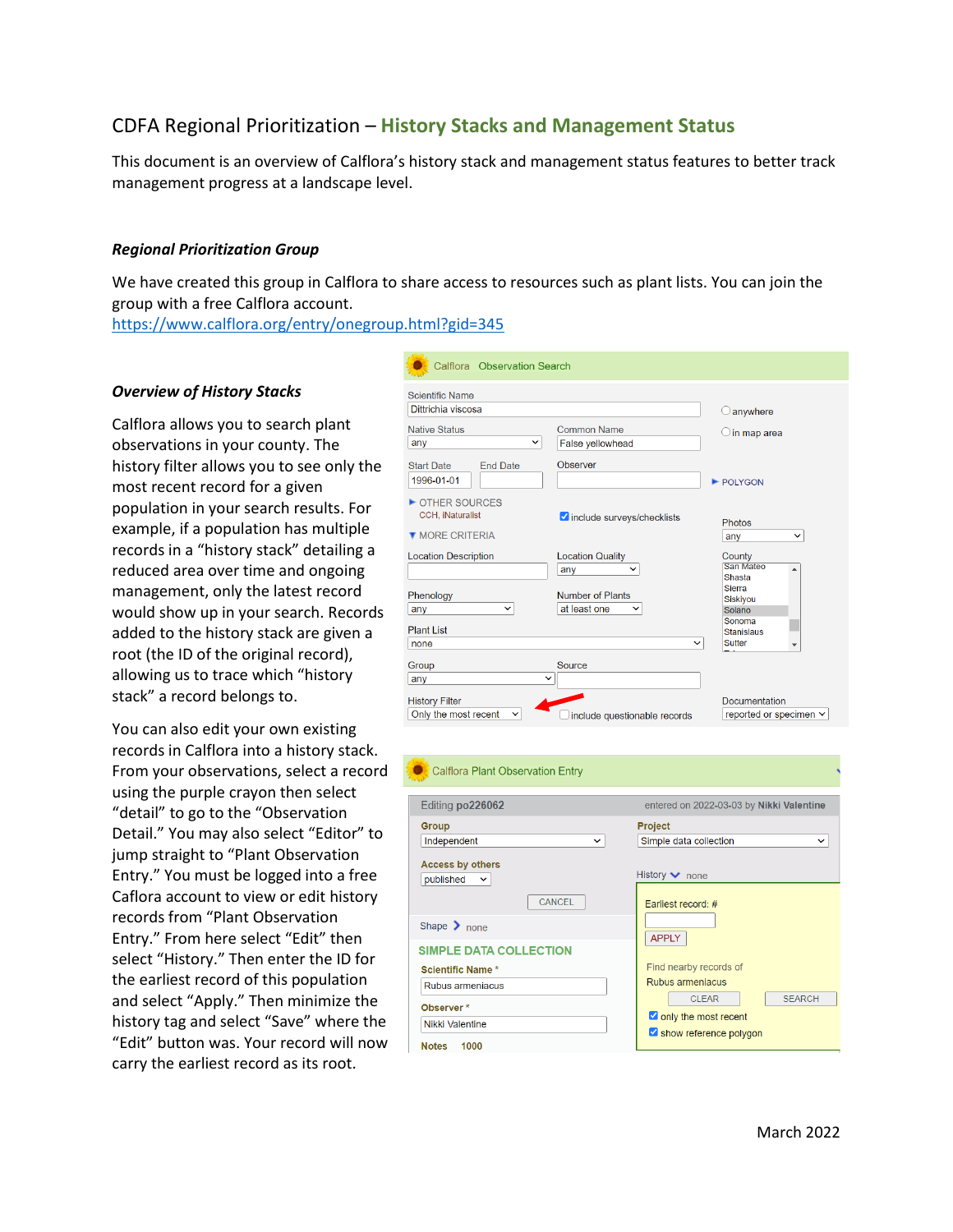# CDFA Regional Prioritization – History Stacks and Management Status

This document is an overview of Calflora's history stack and management status features to better track management progress at a landscape level.

### *Regional Prioritization Group*

We have created this group in Calflora to share access to resources such as plant lists. You can join the group with a free Calflora account.
https://www.calflora.org/entry/onegroup.html?gid=345

### *Overview of History Stacks*

Calflora allows you to search plant observations in your county. The history filter allows you to see only the most recent record for a given population in your search results. For example, if a population has multiple records in a "history stack" detailing a reduced area over time and ongoing management, only the latest record would show up in your search. Records added to the history stack are given a root (the ID of the original record), allowing us to trace which "history stack" a record belongs to.

You can also edit your own existing records in Calflora into a history stack. From your observations, select a record using the purple crayon then select "detail" to go to the "Observation Detail." You may also select "Editor" to jump straight to "Plant Observation Entry." You must be logged into a free Calflora account to view or edit history records from "Plant Observation Entry." From here select "Edit" then select "History." Then enter the ID for the earliest record of this population and select "Apply." Then minimize the history tag and select "Save" where the "Edit" button was. Your record will now carry the earliest record as its root.

March 2022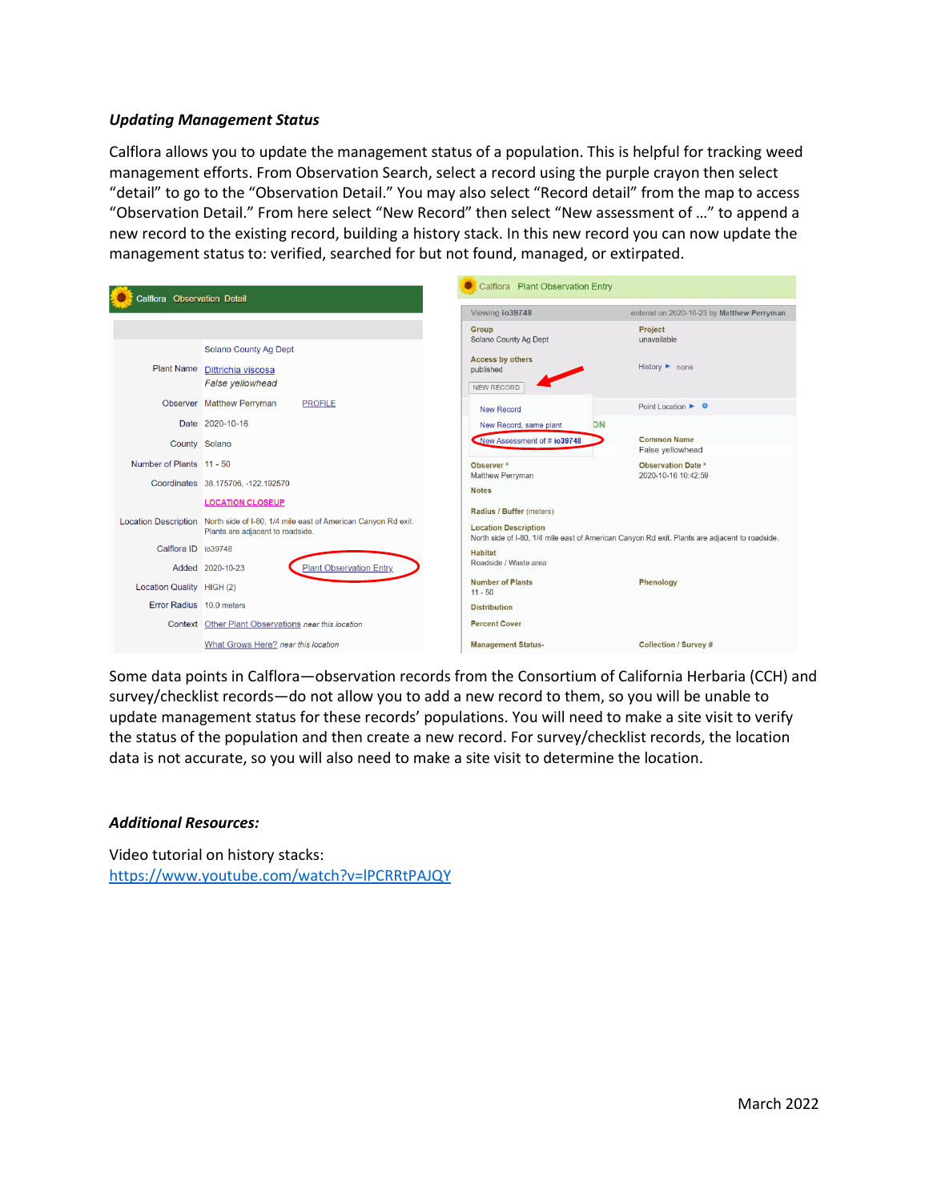### *Updating Management Status*

Calflora allows you to update the management status of a population. This is helpful for tracking weed management efforts. From Observation Search, select a record using the purple crayon then select “detail” to go to the “Observation Detail.” You may also select “Record detail” from the map to access “Observation Detail.” From here select “New Record” then select “New assessment of …” to append a new record to the existing record, building a history stack. In this new record you can now update the management status to: verified, searched for but not found, managed, or extirpated.

Some data points in Calflora—observation records from the Consortium of California Herbaria (CCH) and survey/checklist records—do not allow you to add a new record to them, so you will be unable to update management status for these records' populations. You will need to make a site visit to verify the status of the population and then create a new record. For survey/checklist records, the location data is not accurate, so you will also need to make a site visit to determine the location.

### *Additional Resources:*

Video tutorial on history stacks:
https://www.youtube.com/watch?v=lPCRRtPAJQY

March 2022